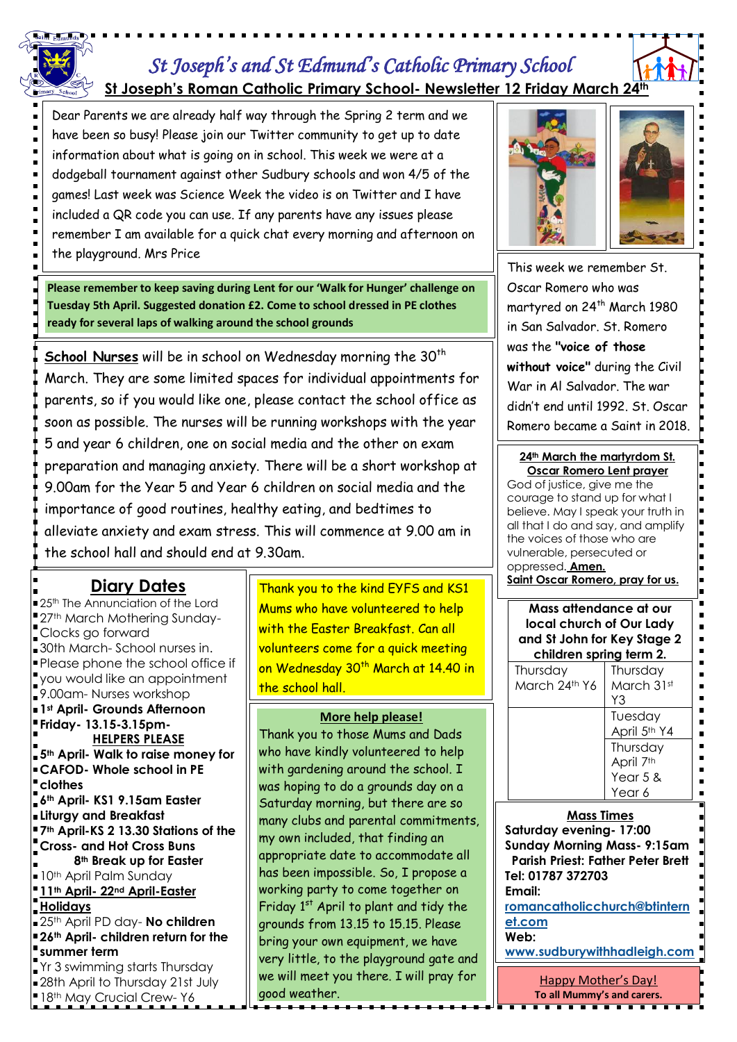# *St Joseph's and St Edmund's Catholic Primary School*

## St Joseph's Roman Catholic Primary School- Newsletter 12 Friday March 24th

Dear Parents we are already half way through the Spring 2 term and we have been so busy! Please join our Twitter community to get up to date information about what is going on in school. This week we were at a dodgeball tournament against other Sudbury schools and won 4/5 of the games! Last week was Science Week the video is on Twitter and I have included a QR code you can use. If any parents have any issues please remember I am available for a quick chat every morning and afternoon on the playground. Mrs Price

**Please remember to keep saving during Lent for our 'Walk for Hunger' challenge on Tuesday 5th April. Suggested donation £2. Come to school dressed in PE clothes ready for several laps of walking around the school grounds**

**School Nurses** will be in school on Wednesday morning the 30th March. They are some limited spaces for individual appointments for parents, so if you would like one, please contact the school office as soon as possible. The nurses will be running workshops with the year 5 and year 6 children, one on social media and the other on exam preparation and managing anxiety. There will be a short workshop at 9.00am for the Year 5 and Year 6 children on social media and the importance of good routines, healthy eating, and bedtimes to alleviate anxiety and exam stress. This will commence at 9.00 am in the school hall and should end at 9.30am.

## Diary Dates

- 25th The Annunciation of the Lord
- 27th March Mothering Sunday- Clocks go forward
- 30th March- School nurses in. Please phone the school office if you would like an appointment
- 9.00am- Nurses workshop
- **1st April- Grounds Afternoon Friday- 13.15-3.15pm- HELPERS PLEASE**
- **5th April- Walk to raise money for CAFOD- Whole school in PE clothes**
- **6th April- KS1 9.15am Easter Liturgy and Breakfast**
- **7th April-KS 2 13.30 Stations of the Cross- and Hot Cross Buns**
- **8th Break up for Easter**
- 10th April Palm Sunday
- **11th April- 22nd April-Easter Holidays**
- 25th April PD day- **No children**
- **26th April- children return for the summer term**
- Yr 3 swimming starts Thursday 28th April to Thursday 21st July
- 18th May Crucial Crew- Y6

Thank you to the kind EYFS and KS1 Mums who have volunteered to help with the Easter Breakfast. Can all volunteers come for a quick meeting on Wednesday 30th March at 14.40 in the school hall.

**More help please!**

Thank you to those Mums and Dads who have kindly volunteered to help with gardening around the school. I was hoping to do a grounds day on a Saturday morning, but there are so many clubs and parental commitments, my own included, that finding an appropriate date to accommodate all has been impossible. So, I propose a working party to come together on Friday 1st April to plant and tidy the grounds from 13.15 to 15.15. Please bring your own equipment, we have very little, to the playground gate and we will meet you there. I will pray for good weather.

This week we remember St. Oscar Romero who was martyred on 24th March 1980 in San Salvador. St. Romero was the **"voice of those without voice"** during the Civil War in Al Salvador. The war didn't end until 1992. St. Oscar Romero became a Saint in 2018.

**24th March the martyrdom St. Oscar Romero Lent prayer**

God of justice, give me the courage to stand up for what I believe. May I speak your truth in all that I do and say, and amplify the voices of those who are vulnerable, persecuted or oppressed. **Amen.**

**Saint Oscar Romero, pray for us.**

| **Mass attendance at our local church of Our Lady and St John for Key Stage 2 children spring term 2.** | |
|---|---|
| Thursday March 24th Y6 | Thursday March 31st Y3 |
| | Tuesday April 5th Y4 |
| | Thursday April 7th Year 5 & Year 6 |

**Mass Times**

**Saturday evening- 17:00**
**Sunday Morning Mass- 9:15am**
**Parish Priest: Father Peter Brett**
**Tel: 01787 372703**
**Email:** romancatholicchurch@btinternet.com
**Web:** www.sudburywithhadleigh.com

Happy Mother's Day!
**To all Mummy's and carers.**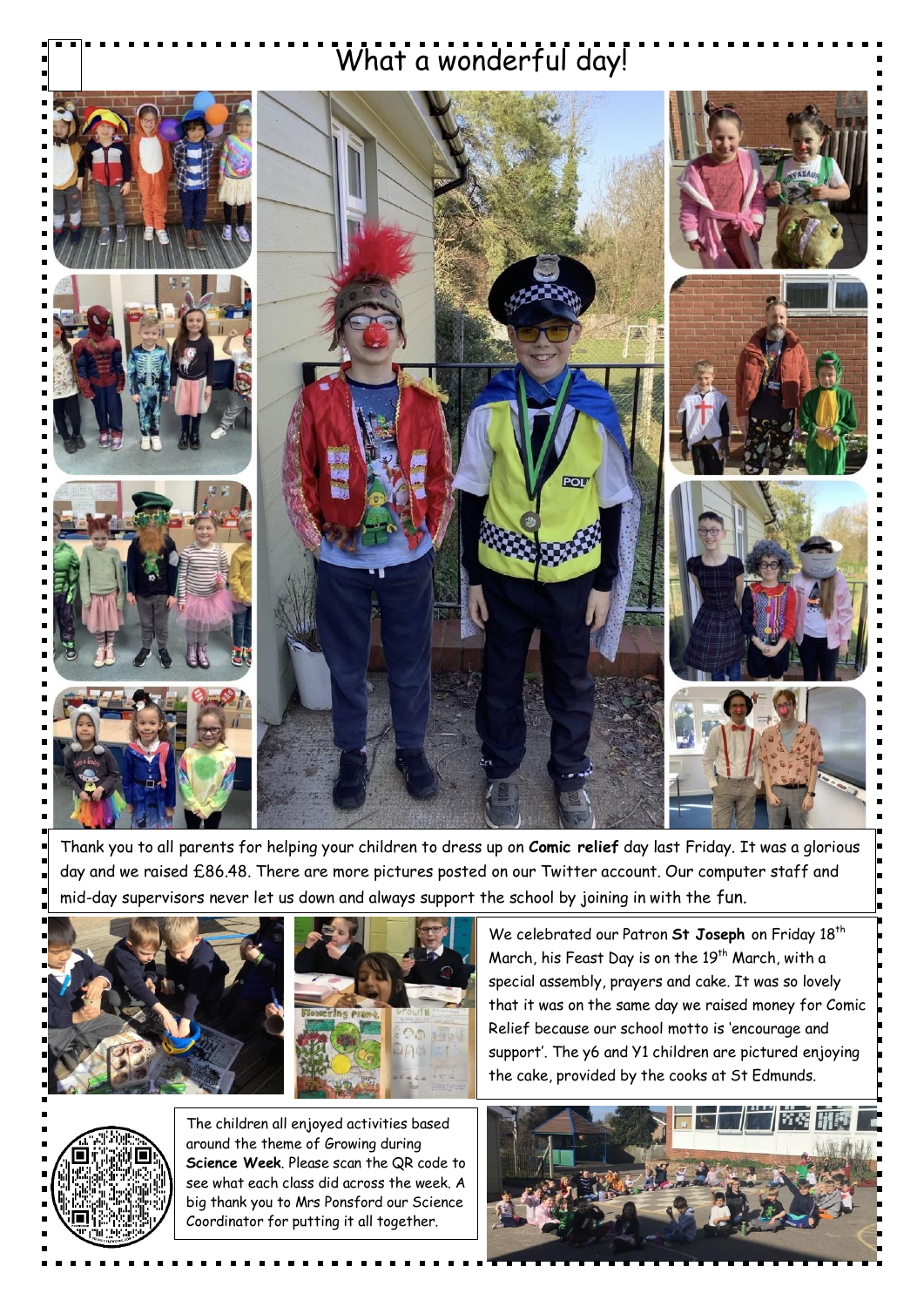# What a wonderful day!

Thank you to all parents for helping your children to dress up on **Comic relief** day last Friday. It was a glorious day and we raised £86.48. There are more pictures posted on our Twitter account. Our computer staff and mid-day supervisors never let us down and always support the school by joining in with the fun.

We celebrated our Patron **St Joseph** on Friday 18th March, his Feast Day is on the 19th March, with a special assembly, prayers and cake. It was so lovely that it was on the same day we raised money for Comic Relief because our school motto is 'encourage and support'. The y6 and Y1 children are pictured enjoying the cake, provided by the cooks at St Edmunds.

The children all enjoyed activities based around the theme of Growing during **Science Week**. Please scan the QR code to see what each class did across the week. A big thank you to Mrs Ponsford our Science Coordinator for putting it all together.